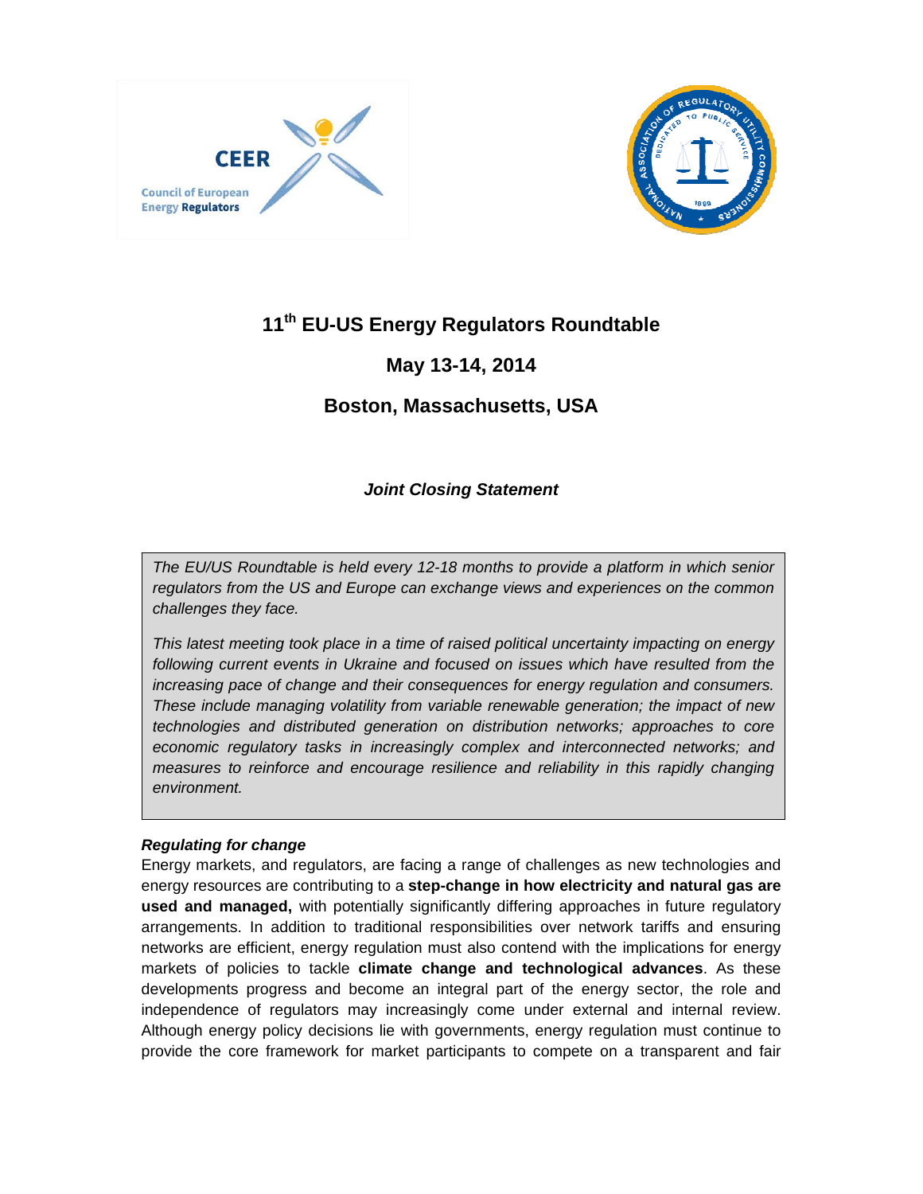# 11th EU-US Energy Regulators Roundtable

## May 13-14, 2014

## Boston, Massachusetts, USA

***Joint Closing Statement***

*The EU/US Roundtable is held every 12-18 months to provide a platform in which senior regulators from the US and Europe can exchange views and experiences on the common challenges they face.*

*This latest meeting took place in a time of raised political uncertainty impacting on energy following current events in Ukraine and focused on issues which have resulted from the increasing pace of change and their consequences for energy regulation and consumers. These include managing volatility from variable renewable generation; the impact of new technologies and distributed generation on distribution networks; approaches to core economic regulatory tasks in increasingly complex and interconnected networks; and measures to reinforce and encourage resilience and reliability in this rapidly changing environment.*

***Regulating for change***

Energy markets, and regulators, are facing a range of challenges as new technologies and energy resources are contributing to a **step-change in how electricity and natural gas are used and managed,** with potentially significantly differing approaches in future regulatory arrangements. In addition to traditional responsibilities over network tariffs and ensuring networks are efficient, energy regulation must also contend with the implications for energy markets of policies to tackle **climate change and technological advances**. As these developments progress and become an integral part of the energy sector, the role and independence of regulators may increasingly come under external and internal review. Although energy policy decisions lie with governments, energy regulation must continue to provide the core framework for market participants to compete on a transparent and fair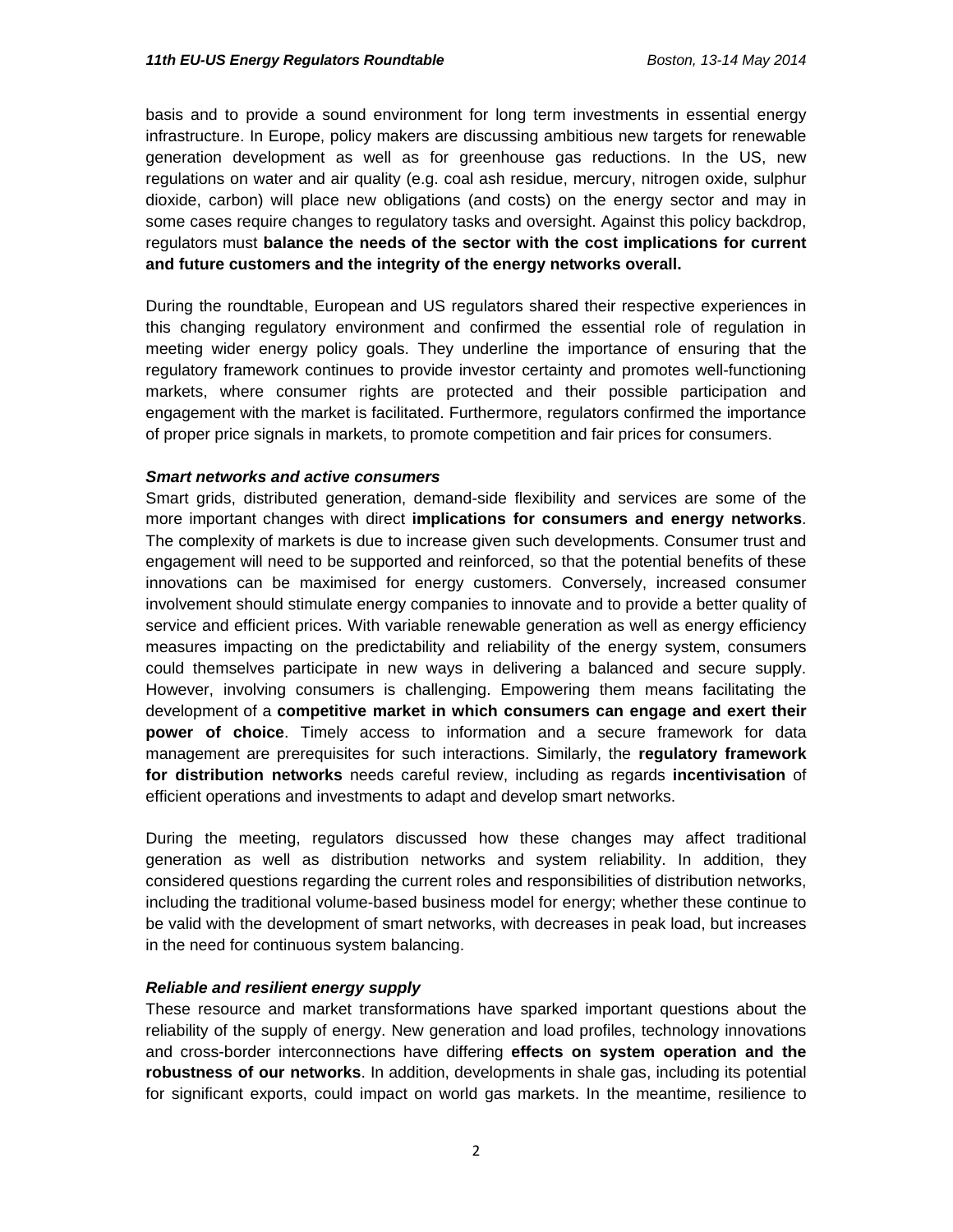basis and to provide a sound environment for long term investments in essential energy infrastructure. In Europe, policy makers are discussing ambitious new targets for renewable generation development as well as for greenhouse gas reductions. In the US, new regulations on water and air quality (e.g. coal ash residue, mercury, nitrogen oxide, sulphur dioxide, carbon) will place new obligations (and costs) on the energy sector and may in some cases require changes to regulatory tasks and oversight. Against this policy backdrop, regulators must **balance the needs of the sector with the cost implications for current and future customers and the integrity of the energy networks overall.**

During the roundtable, European and US regulators shared their respective experiences in this changing regulatory environment and confirmed the essential role of regulation in meeting wider energy policy goals. They underline the importance of ensuring that the regulatory framework continues to provide investor certainty and promotes well-functioning markets, where consumer rights are protected and their possible participation and engagement with the market is facilitated. Furthermore, regulators confirmed the importance of proper price signals in markets, to promote competition and fair prices for consumers.

***Smart networks and active consumers***

Smart grids, distributed generation, demand-side flexibility and services are some of the more important changes with direct **implications for consumers and energy networks**. The complexity of markets is due to increase given such developments. Consumer trust and engagement will need to be supported and reinforced, so that the potential benefits of these innovations can be maximised for energy customers. Conversely, increased consumer involvement should stimulate energy companies to innovate and to provide a better quality of service and efficient prices. With variable renewable generation as well as energy efficiency measures impacting on the predictability and reliability of the energy system, consumers could themselves participate in new ways in delivering a balanced and secure supply. However, involving consumers is challenging. Empowering them means facilitating the development of a **competitive market in which consumers can engage and exert their power of choice**. Timely access to information and a secure framework for data management are prerequisites for such interactions. Similarly, the **regulatory framework for distribution networks** needs careful review, including as regards **incentivisation** of efficient operations and investments to adapt and develop smart networks.

During the meeting, regulators discussed how these changes may affect traditional generation as well as distribution networks and system reliability. In addition, they considered questions regarding the current roles and responsibilities of distribution networks, including the traditional volume-based business model for energy; whether these continue to be valid with the development of smart networks, with decreases in peak load, but increases in the need for continuous system balancing.

***Reliable and resilient energy supply***

These resource and market transformations have sparked important questions about the reliability of the supply of energy. New generation and load profiles, technology innovations and cross-border interconnections have differing **effects on system operation and the robustness of our networks**. In addition, developments in shale gas, including its potential for significant exports, could impact on world gas markets. In the meantime, resilience to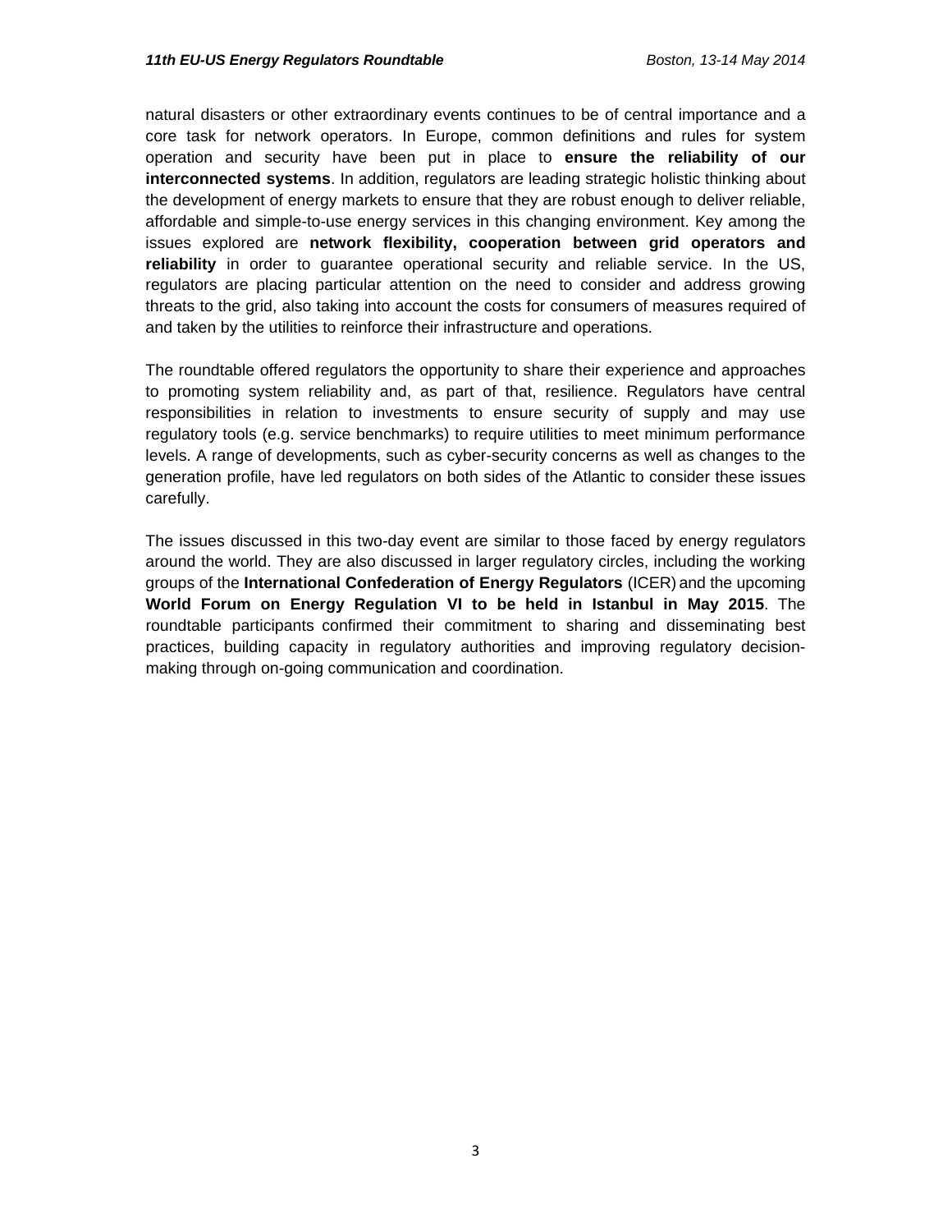natural disasters or other extraordinary events continues to be of central importance and a core task for network operators. In Europe, common definitions and rules for system operation and security have been put in place to **ensure the reliability of our interconnected systems**. In addition, regulators are leading strategic holistic thinking about the development of energy markets to ensure that they are robust enough to deliver reliable, affordable and simple-to-use energy services in this changing environment. Key among the issues explored are **network flexibility, cooperation between grid operators and reliability** in order to guarantee operational security and reliable service. In the US, regulators are placing particular attention on the need to consider and address growing threats to the grid, also taking into account the costs for consumers of measures required of and taken by the utilities to reinforce their infrastructure and operations.

The roundtable offered regulators the opportunity to share their experience and approaches to promoting system reliability and, as part of that, resilience. Regulators have central responsibilities in relation to investments to ensure security of supply and may use regulatory tools (e.g. service benchmarks) to require utilities to meet minimum performance levels. A range of developments, such as cyber-security concerns as well as changes to the generation profile, have led regulators on both sides of the Atlantic to consider these issues carefully.

The issues discussed in this two-day event are similar to those faced by energy regulators around the world. They are also discussed in larger regulatory circles, including the working groups of the **International Confederation of Energy Regulators** (ICER) and the upcoming **World Forum on Energy Regulation VI to be held in Istanbul in May 2015**. The roundtable participants confirmed their commitment to sharing and disseminating best practices, building capacity in regulatory authorities and improving regulatory decision-making through on-going communication and coordination.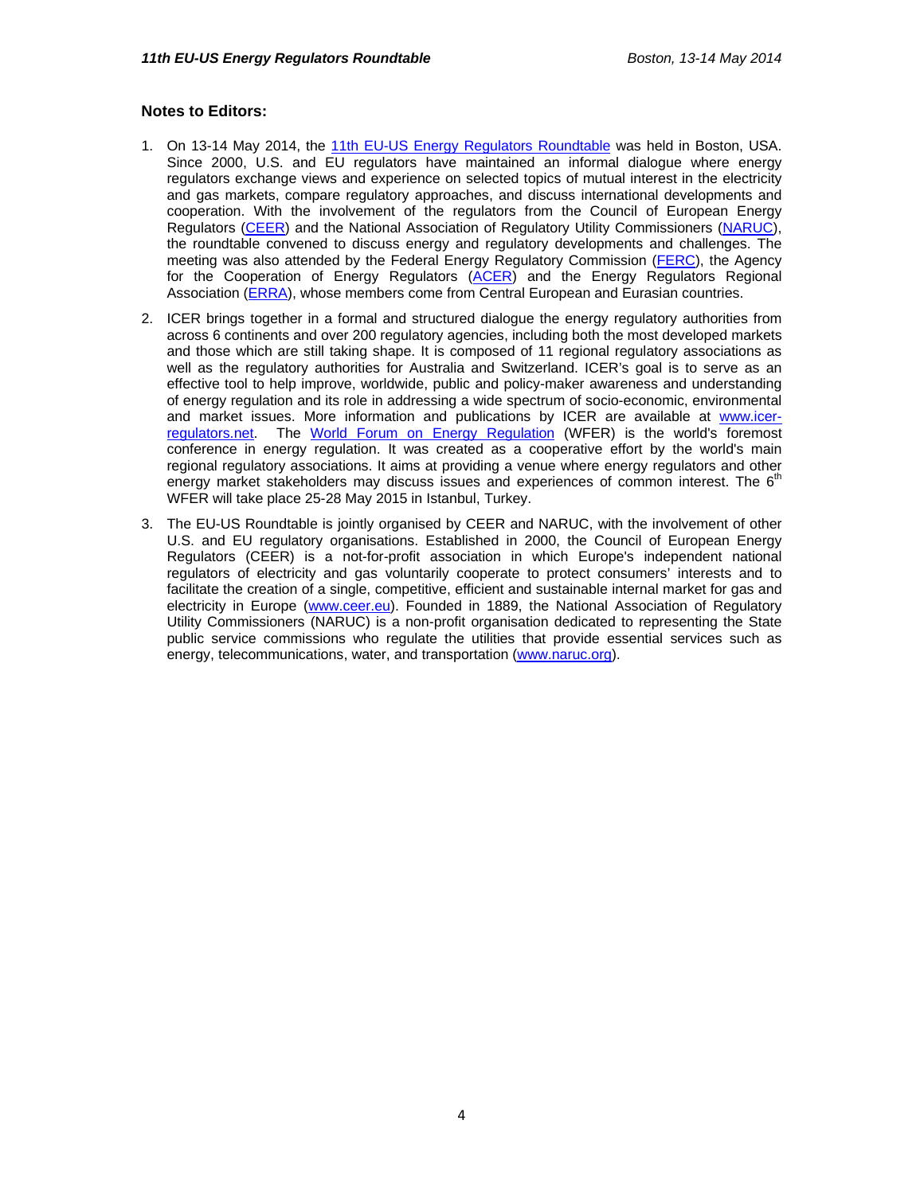## Notes to Editors:

1. On 13-14 May 2014, the 11th EU-US Energy Regulators Roundtable was held in Boston, USA. Since 2000, U.S. and EU regulators have maintained an informal dialogue where energy regulators exchange views and experience on selected topics of mutual interest in the electricity and gas markets, compare regulatory approaches, and discuss international developments and cooperation. With the involvement of the regulators from the Council of European Energy Regulators (CEER) and the National Association of Regulatory Utility Commissioners (NARUC), the roundtable convened to discuss energy and regulatory developments and challenges. The meeting was also attended by the Federal Energy Regulatory Commission (FERC), the Agency for the Cooperation of Energy Regulators (ACER) and the Energy Regulators Regional Association (ERRA), whose members come from Central European and Eurasian countries.

2. ICER brings together in a formal and structured dialogue the energy regulatory authorities from across 6 continents and over 200 regulatory agencies, including both the most developed markets and those which are still taking shape. It is composed of 11 regional regulatory associations as well as the regulatory authorities for Australia and Switzerland. ICER's goal is to serve as an effective tool to help improve, worldwide, public and policy-maker awareness and understanding of energy regulation and its role in addressing a wide spectrum of socio-economic, environmental and market issues. More information and publications by ICER are available at www.icer-regulators.net. The World Forum on Energy Regulation (WFER) is the world's foremost conference in energy regulation. It was created as a cooperative effort by the world's main regional regulatory associations. It aims at providing a venue where energy regulators and other energy market stakeholders may discuss issues and experiences of common interest. The 6th WFER will take place 25-28 May 2015 in Istanbul, Turkey.

3. The EU-US Roundtable is jointly organised by CEER and NARUC, with the involvement of other U.S. and EU regulatory organisations. Established in 2000, the Council of European Energy Regulators (CEER) is a not-for-profit association in which Europe's independent national regulators of electricity and gas voluntarily cooperate to protect consumers' interests and to facilitate the creation of a single, competitive, efficient and sustainable internal market for gas and electricity in Europe (www.ceer.eu). Founded in 1889, the National Association of Regulatory Utility Commissioners (NARUC) is a non-profit organisation dedicated to representing the State public service commissions who regulate the utilities that provide essential services such as energy, telecommunications, water, and transportation (www.naruc.org).